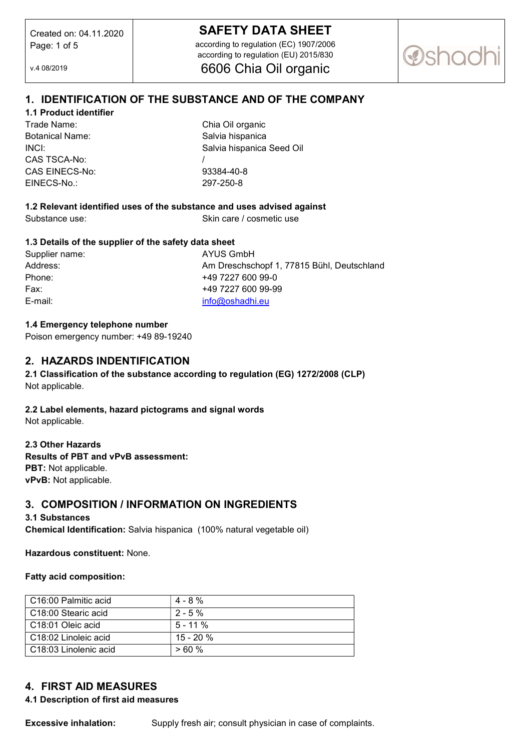# SAFETY DATA SHEET

according to regulation (EC) 1907/2006
according to regulation (EU) 2015/830

Created on: 04.11.2020

v.4 08/2019

## 6606 Chia Oil organic

## 1. IDENTIFICATION OF THE SUBSTANCE AND OF THE COMPANY

### 1.1 Product identifier

| | |
|---|---|
| Trade Name: | Chia Oil organic |
| Botanical Name: | Salvia hispanica |
| INCI: | Salvia hispanica Seed Oil |
| CAS TSCA-No: | / |
| CAS EINECS-No: | 93384-40-8 |
| EINECS-No.: | 297-250-8 |

### 1.2 Relevant identified uses of the substance and uses advised against

Substance use: Skin care / cosmetic use

### 1.3 Details of the supplier of the safety data sheet

| | |
|---|---|
| Supplier name: | AYUS GmbH |
| Address: | Am Dreschschopf 1, 77815 Bühl, Deutschland |
| Phone: | +49 7227 600 99-0 |
| Fax: | +49 7227 600 99-99 |
| E-mail: | info@oshadhi.eu |

### 1.4 Emergency telephone number

Poison emergency number: +49 89-19240

## 2. HAZARDS INDENTIFICATION

### 2.1 Classification of the substance according to regulation (EG) 1272/2008 (CLP)

Not applicable.

### 2.2 Label elements, hazard pictograms and signal words

Not applicable.

### 2.3 Other Hazards

**Results of PBT and vPvB assessment:**

**PBT:** Not applicable.

**vPvB:** Not applicable.

## 3. COMPOSITION / INFORMATION ON INGREDIENTS

### 3.1 Substances

**Chemical Identification:** Salvia hispanica (100% natural vegetable oil)

**Hazardous constituent:** None.

**Fatty acid composition:**

| | |
|---|---|
| C16:00 Palmitic acid | 4 - 8 % |
| C18:00 Stearic acid | 2 - 5 % |
| C18:01 Oleic acid | 5 - 11 % |
| C18:02 Linoleic acid | 15 - 20 % |
| C18:03 Linolenic acid | > 60 % |

## 4. FIRST AID MEASURES

### 4.1 Description of first aid measures

**Excessive inhalation:** Supply fresh air; consult physician in case of complaints.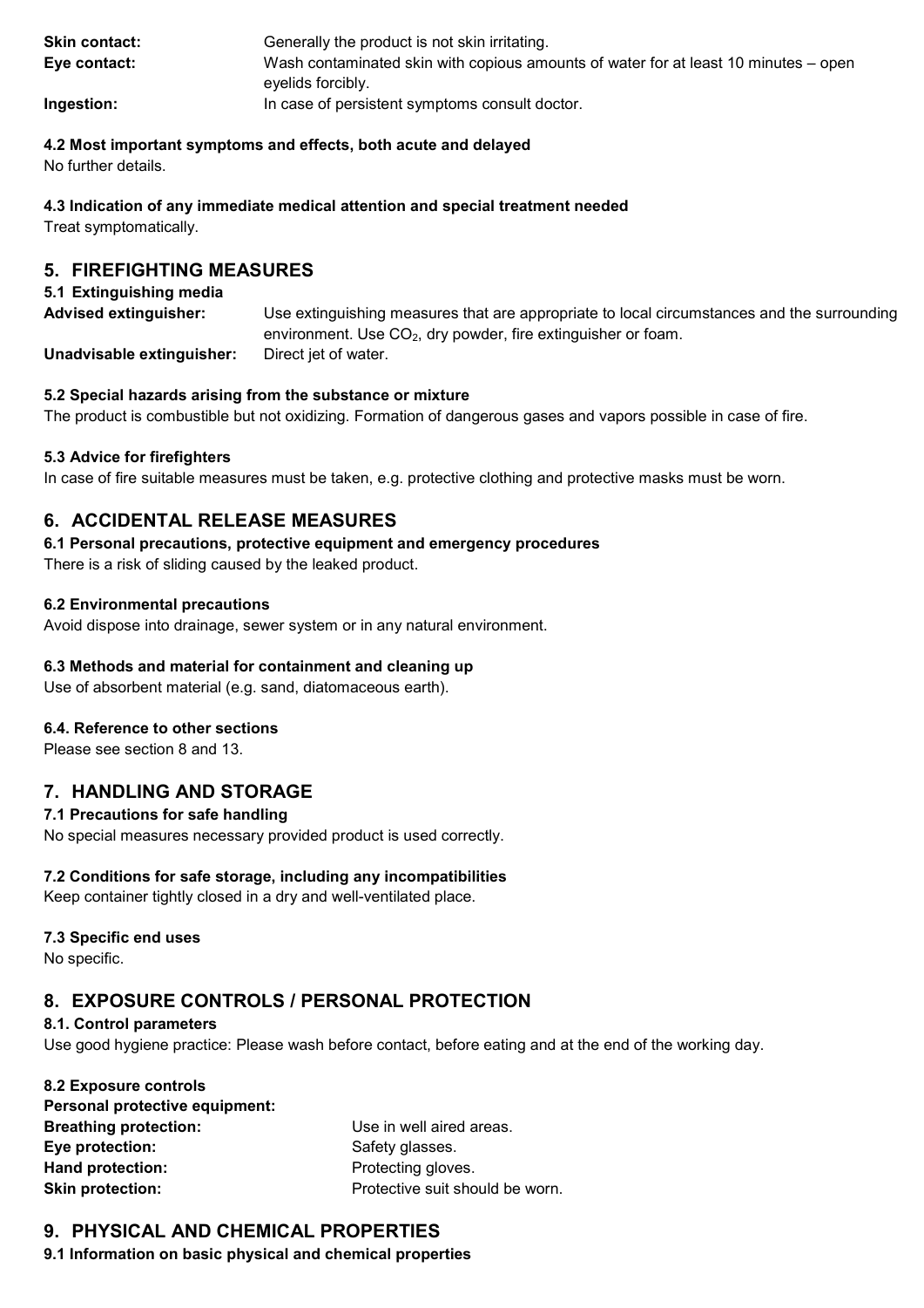**Skin contact:** Generally the product is not skin irritating.

**Eye contact:** Wash contaminated skin with copious amounts of water for at least 10 minutes – open eyelids forcibly.

**Ingestion:** In case of persistent symptoms consult doctor.

**4.2 Most important symptoms and effects, both acute and delayed**

No further details.

**4.3 Indication of any immediate medical attention and special treatment needed**

Treat symptomatically.

## 5. FIREFIGHTING MEASURES

**5.1 Extinguishing media**

**Advised extinguisher:** Use extinguishing measures that are appropriate to local circumstances and the surrounding environment. Use $CO_2$, dry powder, fire extinguisher or foam.

**Unadvisable extinguisher:** Direct jet of water.

**5.2 Special hazards arising from the substance or mixture**

The product is combustible but not oxidizing. Formation of dangerous gases and vapors possible in case of fire.

**5.3 Advice for firefighters**

In case of fire suitable measures must be taken, e.g. protective clothing and protective masks must be worn.

## 6. ACCIDENTAL RELEASE MEASURES

**6.1 Personal precautions, protective equipment and emergency procedures**

There is a risk of sliding caused by the leaked product.

**6.2 Environmental precautions**

Avoid dispose into drainage, sewer system or in any natural environment.

**6.3 Methods and material for containment and cleaning up**

Use of absorbent material (e.g. sand, diatomaceous earth).

**6.4. Reference to other sections**

Please see section 8 and 13.

## 7. HANDLING AND STORAGE

**7.1 Precautions for safe handling**

No special measures necessary provided product is used correctly.

**7.2 Conditions for safe storage, including any incompatibilities**

Keep container tightly closed in a dry and well-ventilated place.

**7.3 Specific end uses**

No specific.

## 8. EXPOSURE CONTROLS / PERSONAL PROTECTION

**8.1. Control parameters**

Use good hygiene practice: Please wash before contact, before eating and at the end of the working day.

**8.2 Exposure controls**

**Personal protective equipment:**

**Breathing protection:** Use in well aired areas.

**Eye protection:** Safety glasses.

**Hand protection:** Protecting gloves.

**Skin protection:** Protective suit should be worn.

## 9. PHYSICAL AND CHEMICAL PROPERTIES

**9.1 Information on basic physical and chemical properties**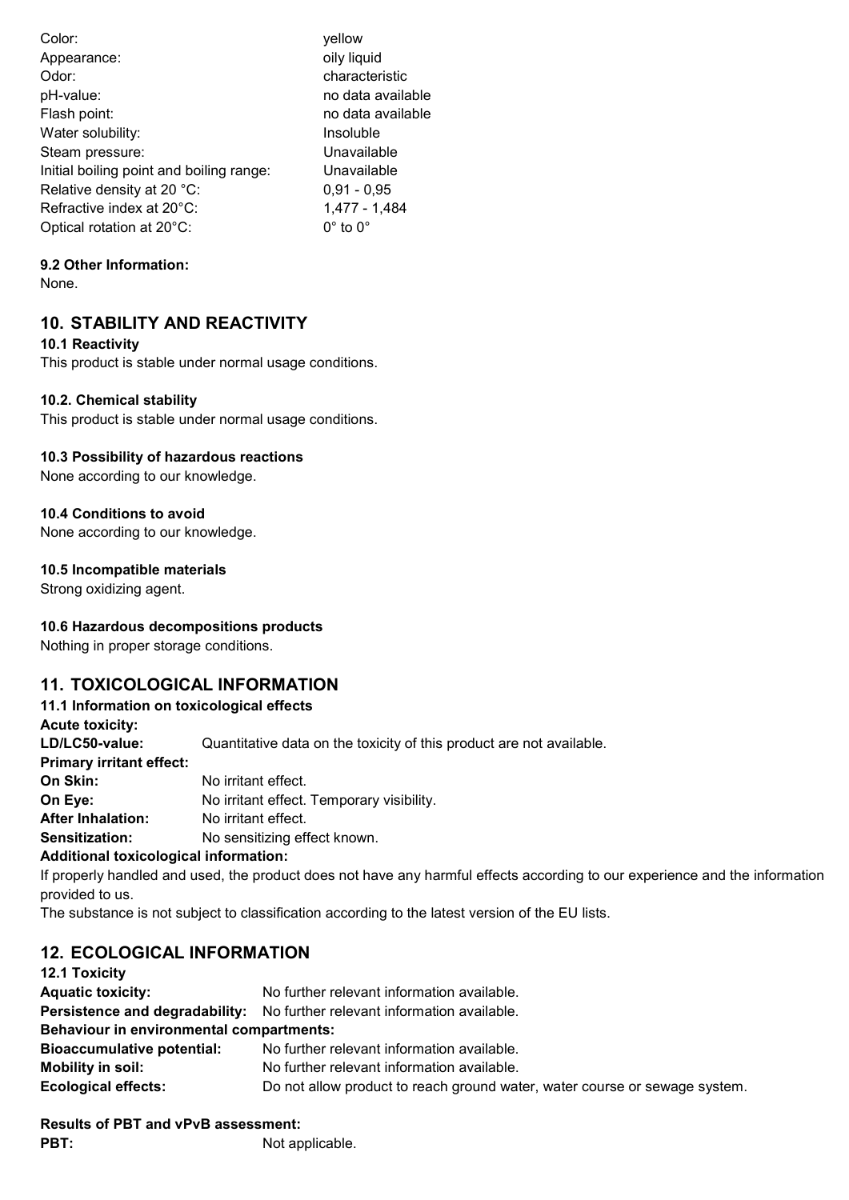| | |
|---|---|
| Color: | yellow |
| Appearance: | oily liquid |
| Odor: | characteristic |
| pH-value: | no data available |
| Flash point: | no data available |
| Water solubility: | Insoluble |
| Steam pressure: | Unavailable |
| Initial boiling point and boiling range: | Unavailable |
| Relative density at 20 °C: | 0,91 - 0,95 |
| Refractive index at 20°C: | 1,477 - 1,484 |
| Optical rotation at 20°C: | 0° to 0° |

**9.2 Other Information:**

None.

## 10. STABILITY AND REACTIVITY

**10.1 Reactivity**

This product is stable under normal usage conditions.

**10.2. Chemical stability**

This product is stable under normal usage conditions.

**10.3 Possibility of hazardous reactions**

None according to our knowledge.

**10.4 Conditions to avoid**

None according to our knowledge.

**10.5 Incompatible materials**

Strong oxidizing agent.

**10.6 Hazardous decompositions products**

Nothing in proper storage conditions.

## 11. TOXICOLOGICAL INFORMATION

**11.1 Information on toxicological effects**

**Acute toxicity:**

**LD/LC50-value:** Quantitative data on the toxicity of this product are not available.

**Primary irritant effect:**

**On Skin:** No irritant effect.

**On Eye:** No irritant effect. Temporary visibility.

**After Inhalation:** No irritant effect.

**Sensitization:** No sensitizing effect known.

**Additional toxicological information:**

If properly handled and used, the product does not have any harmful effects according to our experience and the information provided to us.

The substance is not subject to classification according to the latest version of the EU lists.

## 12. ECOLOGICAL INFORMATION

**12.1 Toxicity**

**Aquatic toxicity:** No further relevant information available.

**Persistence and degradability:** No further relevant information available.

**Behaviour in environmental compartments:**

**Bioaccumulative potential:** No further relevant information available.

**Mobility in soil:** No further relevant information available.

**Ecological effects:** Do not allow product to reach ground water, water course or sewage system.

**Results of PBT and vPvB assessment:**

**PBT:** Not applicable.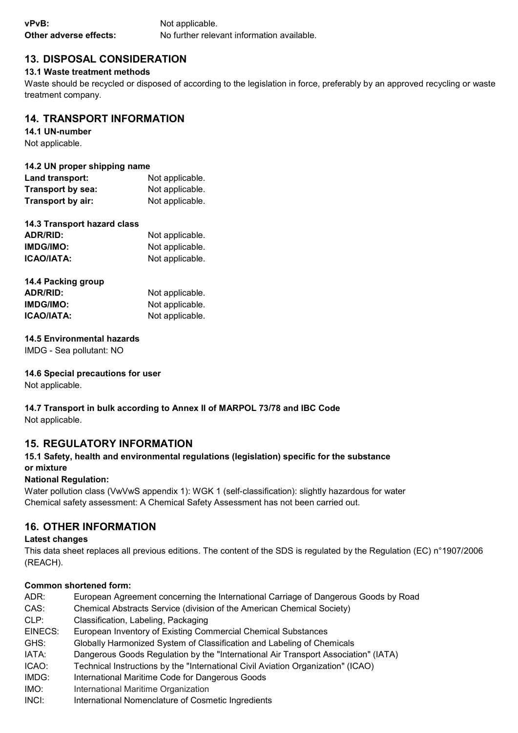**vPvB:** Not applicable.

**Other adverse effects:** No further relevant information available.

## 13. DISPOSAL CONSIDERATION

### 13.1 Waste treatment methods

Waste should be recycled or disposed of according to the legislation in force, preferably by an approved recycling or waste treatment company.

## 14. TRANSPORT INFORMATION

### 14.1 UN-number

Not applicable.

### 14.2 UN proper shipping name

**Land transport:** Not applicable.
**Transport by sea:** Not applicable.
**Transport by air:** Not applicable.

### 14.3 Transport hazard class

**ADR/RID:** Not applicable.
**IMDG/IMO:** Not applicable.
**ICAO/IATA:** Not applicable.

### 14.4 Packing group

**ADR/RID:** Not applicable.
**IMDG/IMO:** Not applicable.
**ICAO/IATA:** Not applicable.

### 14.5 Environmental hazards

IMDG - Sea pollutant: NO

### 14.6 Special precautions for user

Not applicable.

### 14.7 Transport in bulk according to Annex II of MARPOL 73/78 and IBC Code

Not applicable.

## 15. REGULATORY INFORMATION

### 15.1 Safety, health and environmental regulations (legislation) specific for the substance or mixture

**National Regulation:**

Water pollution class (VwVwS appendix 1): WGK 1 (self-classification): slightly hazardous for water
Chemical safety assessment: A Chemical Safety Assessment has not been carried out.

## 16. OTHER INFORMATION

**Latest changes**

This data sheet replaces all previous editions. The content of the SDS is regulated by the Regulation (EC) n°1907/2006 (REACH).

**Common shortened form:**

ADR: European Agreement concerning the International Carriage of Dangerous Goods by Road
CAS: Chemical Abstracts Service (division of the American Chemical Society)
CLP: Classification, Labeling, Packaging
EINECS: European Inventory of Existing Commercial Chemical Substances
GHS: Globally Harmonized System of Classification and Labeling of Chemicals
IATA: Dangerous Goods Regulation by the "International Air Transport Association" (IATA)
ICAO: Technical Instructions by the "International Civil Aviation Organization" (ICAO)
IMDG: International Maritime Code for Dangerous Goods
IMO: International Maritime Organization
INCI: International Nomenclature of Cosmetic Ingredients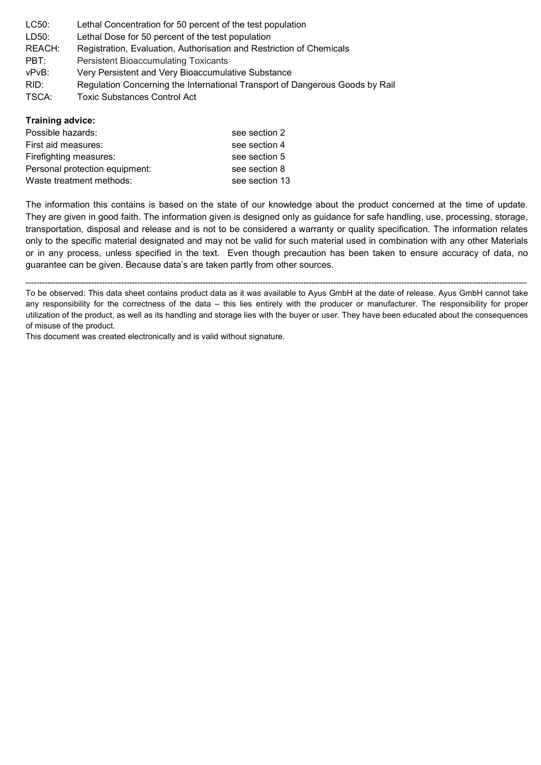| | |
|---|---|
| LC50: | Lethal Concentration for 50 percent of the test population |
| LD50: | Lethal Dose for 50 percent of the test population |
| REACH: | Registration, Evaluation, Authorisation and Restriction of Chemicals |
| PBT: | Persistent Bioaccumulating Toxicants |
| vPvB: | Very Persistent and Very Bioaccumulative Substance |
| RID: | Regulation Concerning the International Transport of Dangerous Goods by Rail |
| TSCA: | Toxic Substances Control Act |

**Training advice:**

| | |
|---|---|
| Possible hazards: | see section 2 |
| First aid measures: | see section 4 |
| Firefighting measures: | see section 5 |
| Personal protection equipment: | see section 8 |
| Waste treatment methods: | see section 13 |

The information this contains is based on the state of our knowledge about the product concerned at the time of update. They are given in good faith. The information given is designed only as guidance for safe handling, use, processing, storage, transportation, disposal and release and is not to be considered a warranty or quality specification. The information relates only to the specific material designated and may not be valid for such material used in combination with any other Materials or in any process, unless specified in the text. Even though precaution has been taken to ensure accuracy of data, no guarantee can be given. Because data's are taken partly from other sources.

---

To be observed: This data sheet contains product data as it was available to Ayus GmbH at the date of release. Ayus GmbH cannot take any responsibility for the correctness of the data – this lies entirely with the producer or manufacturer. The responsibility for proper utilization of the product, as well as its handling and storage lies with the buyer or user. They have been educated about the consequences of misuse of the product.

This document was created electronically and is valid without signature.